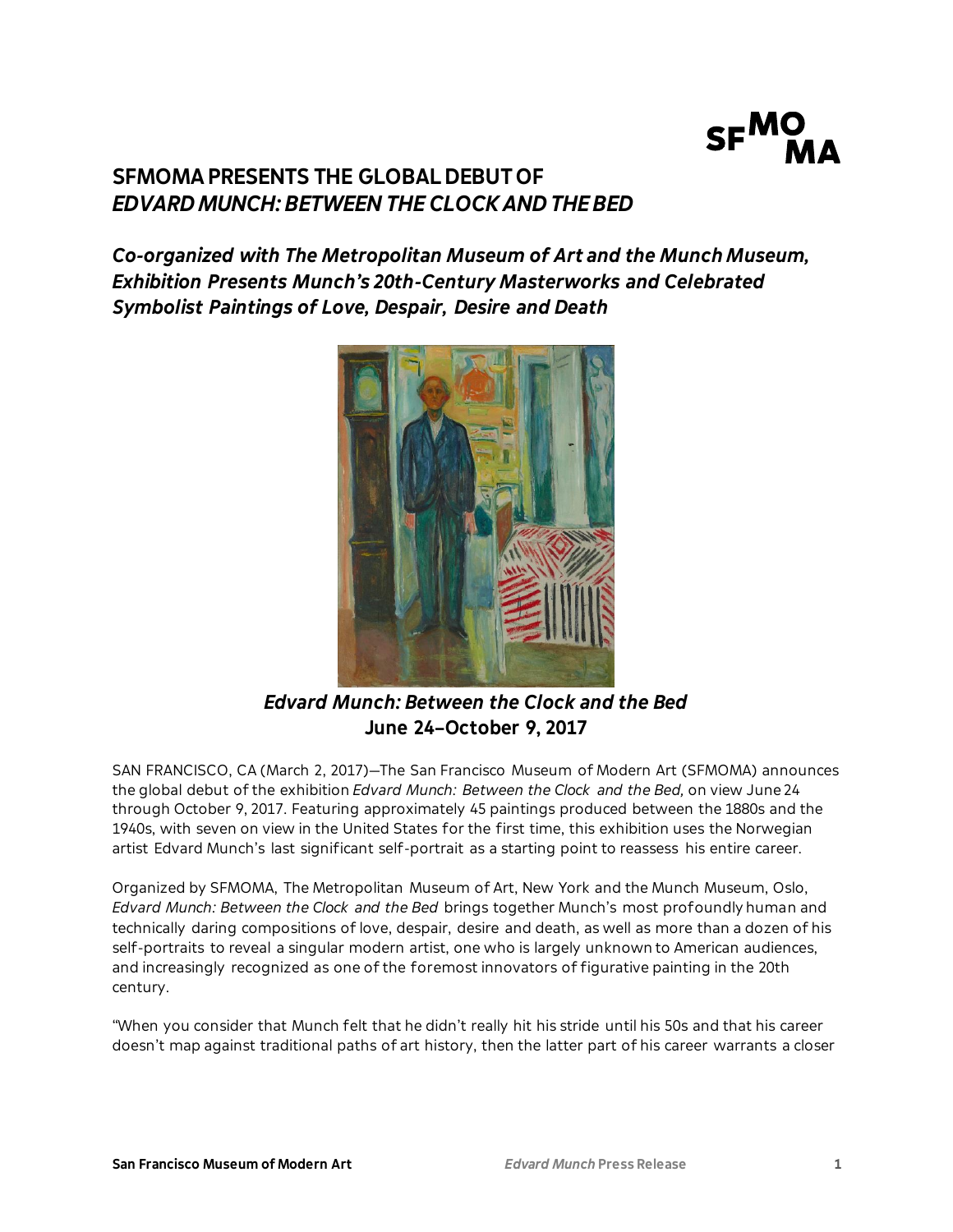# SFMOMA PRESENTS THE GLOBAL DEBUT OF *EDVARD MUNCH: BETWEEN THE CLOCK AND THE BED*

***Co-organized with The Metropolitan Museum of Art and the Munch Museum, Exhibition Presents Munch's 20th-Century Masterworks and Celebrated Symbolist Paintings of Love, Despair, Desire and Death***

***Edvard Munch: Between the Clock and the Bed***
**June 24–October 9, 2017**

SAN FRANCISCO, CA (March 2, 2017)—The San Francisco Museum of Modern Art (SFMOMA) announces the global debut of the exhibition *Edvard Munch: Between the Clock and the Bed,* on view June 24 through October 9, 2017. Featuring approximately 45 paintings produced between the 1880s and the 1940s, with seven on view in the United States for the first time, this exhibition uses the Norwegian artist Edvard Munch's last significant self-portrait as a starting point to reassess his entire career.

Organized by SFMOMA, The Metropolitan Museum of Art, New York and the Munch Museum, Oslo, *Edvard Munch: Between the Clock and the Bed* brings together Munch's most profoundly human and technically daring compositions of love, despair, desire and death, as well as more than a dozen of his self-portraits to reveal a singular modern artist, one who is largely unknown to American audiences, and increasingly recognized as one of the foremost innovators of figurative painting in the 20th century.

"When you consider that Munch felt that he didn't really hit his stride until his 50s and that his career doesn't map against traditional paths of art history, then the latter part of his career warrants a closer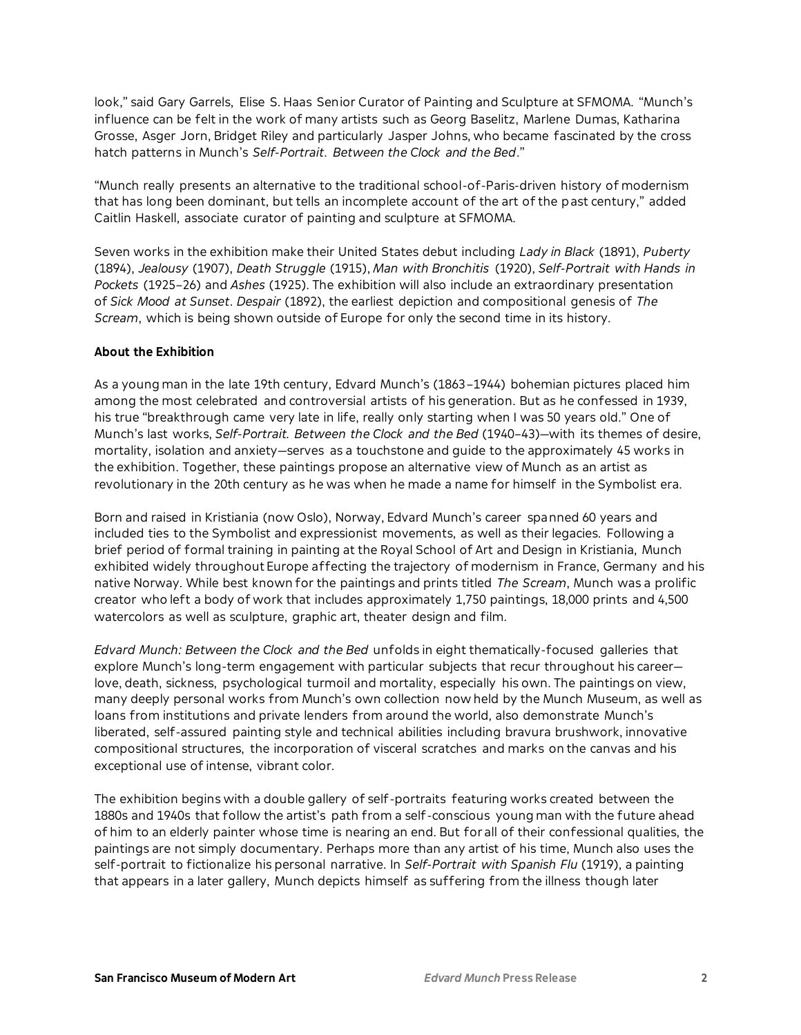look," said Gary Garrels, Elise S. Haas Senior Curator of Painting and Sculpture at SFMOMA. "Munch's influence can be felt in the work of many artists such as Georg Baselitz, Marlene Dumas, Katharina Grosse, Asger Jorn, Bridget Riley and particularly Jasper Johns, who became fascinated by the cross hatch patterns in Munch's *Self-Portrait. Between the Clock and the Bed*."

"Munch really presents an alternative to the traditional school-of-Paris-driven history of modernism that has long been dominant, but tells an incomplete account of the art of the past century," added Caitlin Haskell, associate curator of painting and sculpture at SFMOMA.

Seven works in the exhibition make their United States debut including *Lady in Black* (1891), *Puberty* (1894), *Jealousy* (1907), *Death Struggle* (1915), *Man with Bronchitis* (1920), *Self-Portrait with Hands in Pockets* (1925–26) and *Ashes* (1925). The exhibition will also include an extraordinary presentation of *Sick Mood at Sunset. Despair* (1892), the earliest depiction and compositional genesis of *The Scream*, which is being shown outside of Europe for only the second time in its history.

**About the Exhibition**

As a young man in the late 19th century, Edvard Munch's (1863–1944) bohemian pictures placed him among the most celebrated and controversial artists of his generation. But as he confessed in 1939, his true "breakthrough came very late in life, really only starting when I was 50 years old." One of Munch's last works, *Self-Portrait. Between the Clock and the Bed* (1940–43)—with its themes of desire, mortality, isolation and anxiety—serves as a touchstone and guide to the approximately 45 works in the exhibition. Together, these paintings propose an alternative view of Munch as an artist as revolutionary in the 20th century as he was when he made a name for himself in the Symbolist era.

Born and raised in Kristiania (now Oslo), Norway, Edvard Munch's career spanned 60 years and included ties to the Symbolist and expressionist movements, as well as their legacies. Following a brief period of formal training in painting at the Royal School of Art and Design in Kristiania, Munch exhibited widely throughout Europe affecting the trajectory of modernism in France, Germany and his native Norway. While best known for the paintings and prints titled *The Scream*, Munch was a prolific creator who left a body of work that includes approximately 1,750 paintings, 18,000 prints and 4,500 watercolors as well as sculpture, graphic art, theater design and film.

*Edvard Munch: Between the Clock and the Bed* unfolds in eight thematically-focused galleries that explore Munch's long-term engagement with particular subjects that recur throughout his career—love, death, sickness, psychological turmoil and mortality, especially his own. The paintings on view, many deeply personal works from Munch's own collection now held by the Munch Museum, as well as loans from institutions and private lenders from around the world, also demonstrate Munch's liberated, self-assured painting style and technical abilities including bravura brushwork, innovative compositional structures, the incorporation of visceral scratches and marks on the canvas and his exceptional use of intense, vibrant color.

The exhibition begins with a double gallery of self-portraits featuring works created between the 1880s and 1940s that follow the artist's path from a self-conscious young man with the future ahead of him to an elderly painter whose time is nearing an end. But for all of their confessional qualities, the paintings are not simply documentary. Perhaps more than any artist of his time, Munch also uses the self-portrait to fictionalize his personal narrative. In *Self-Portrait with Spanish Flu* (1919), a painting that appears in a later gallery, Munch depicts himself as suffering from the illness though later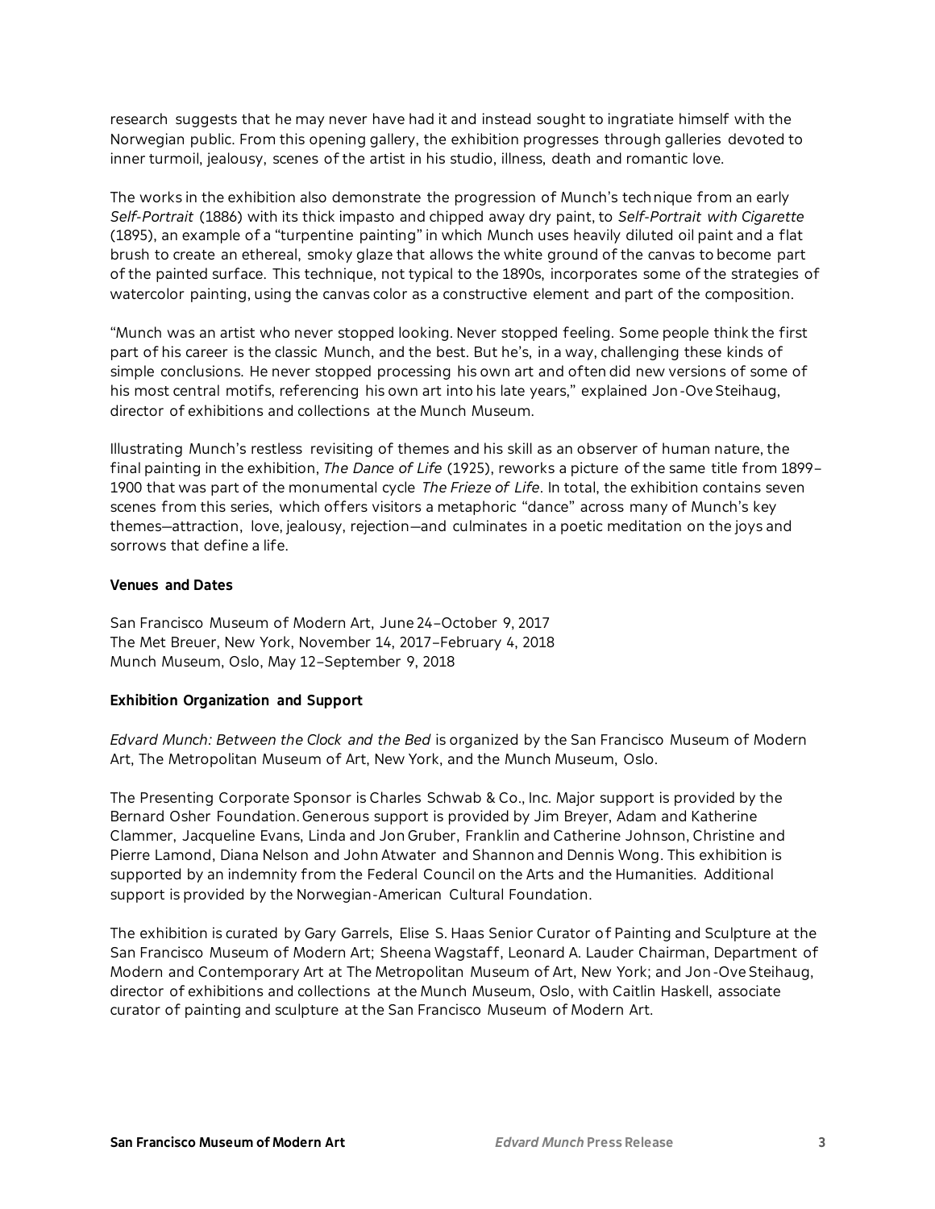research suggests that he may never have had it and instead sought to ingratiate himself with the Norwegian public. From this opening gallery, the exhibition progresses through galleries devoted to inner turmoil, jealousy, scenes of the artist in his studio, illness, death and romantic love.

The works in the exhibition also demonstrate the progression of Munch's technique from an early *Self-Portrait* (1886) with its thick impasto and chipped away dry paint, to *Self-Portrait with Cigarette* (1895), an example of a "turpentine painting" in which Munch uses heavily diluted oil paint and a flat brush to create an ethereal, smoky glaze that allows the white ground of the canvas to become part of the painted surface. This technique, not typical to the 1890s, incorporates some of the strategies of watercolor painting, using the canvas color as a constructive element and part of the composition.

"Munch was an artist who never stopped looking. Never stopped feeling. Some people think the first part of his career is the classic Munch, and the best. But he's, in a way, challenging these kinds of simple conclusions. He never stopped processing his own art and often did new versions of some of his most central motifs, referencing his own art into his late years," explained Jon-Ove Steihaug, director of exhibitions and collections at the Munch Museum.

Illustrating Munch's restless revisiting of themes and his skill as an observer of human nature, the final painting in the exhibition, *The Dance of Life* (1925), reworks a picture of the same title from 1899–1900 that was part of the monumental cycle *The Frieze of Life*. In total, the exhibition contains seven scenes from this series, which offers visitors a metaphoric "dance" across many of Munch's key themes—attraction, love, jealousy, rejection—and culminates in a poetic meditation on the joys and sorrows that define a life.

**Venues and Dates**

San Francisco Museum of Modern Art, June 24–October 9, 2017
The Met Breuer, New York, November 14, 2017–February 4, 2018
Munch Museum, Oslo, May 12–September 9, 2018

**Exhibition Organization and Support**

*Edvard Munch: Between the Clock and the Bed* is organized by the San Francisco Museum of Modern Art, The Metropolitan Museum of Art, New York, and the Munch Museum, Oslo.

The Presenting Corporate Sponsor is Charles Schwab & Co., Inc. Major support is provided by the Bernard Osher Foundation. Generous support is provided by Jim Breyer, Adam and Katherine Clammer, Jacqueline Evans, Linda and Jon Gruber, Franklin and Catherine Johnson, Christine and Pierre Lamond, Diana Nelson and John Atwater and Shannon and Dennis Wong. This exhibition is supported by an indemnity from the Federal Council on the Arts and the Humanities. Additional support is provided by the Norwegian-American Cultural Foundation.

The exhibition is curated by Gary Garrels, Elise S. Haas Senior Curator of Painting and Sculpture at the San Francisco Museum of Modern Art; Sheena Wagstaff, Leonard A. Lauder Chairman, Department of Modern and Contemporary Art at The Metropolitan Museum of Art, New York; and Jon-Ove Steihaug, director of exhibitions and collections at the Munch Museum, Oslo, with Caitlin Haskell, associate curator of painting and sculpture at the San Francisco Museum of Modern Art.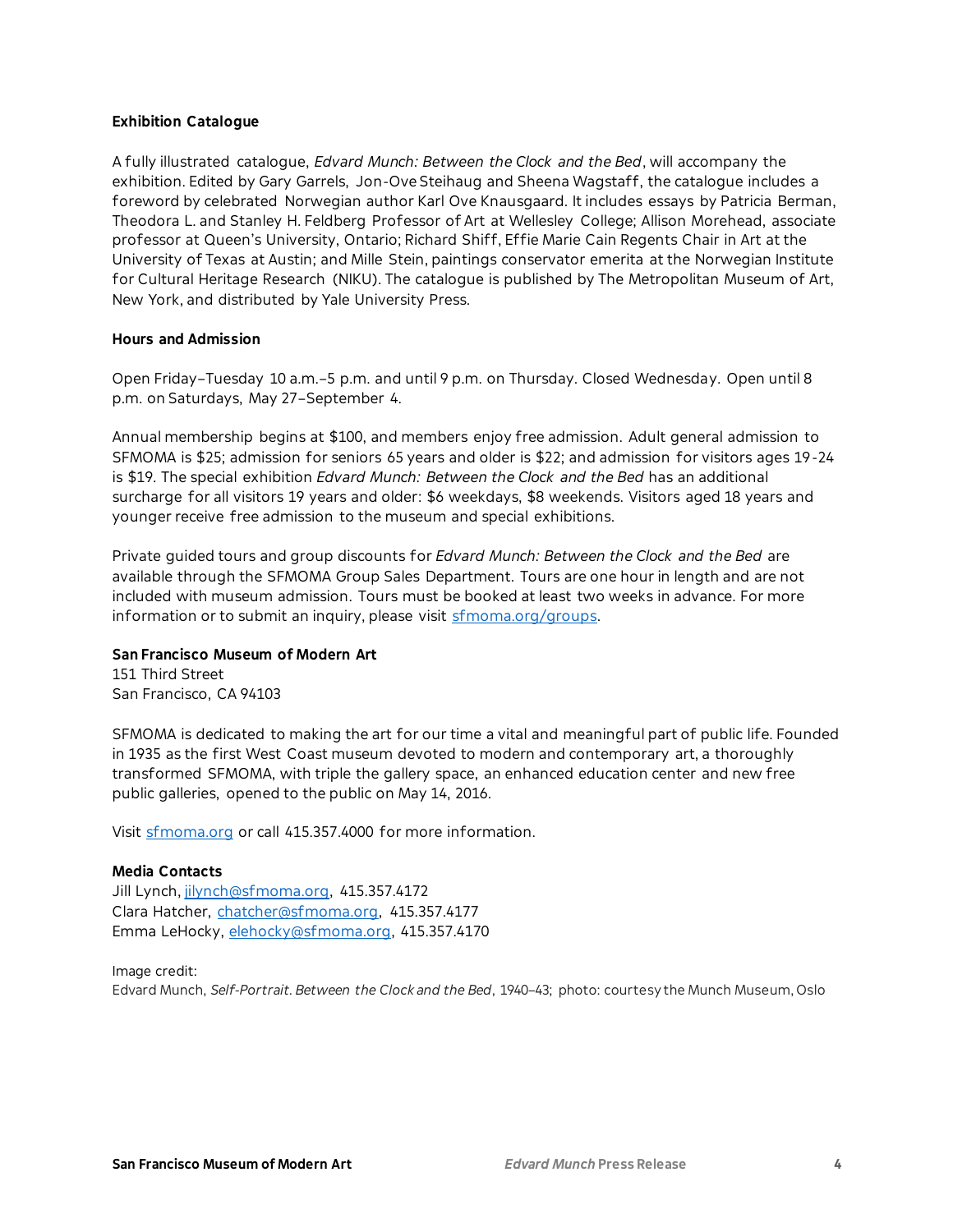**Exhibition Catalogue**

A fully illustrated catalogue, *Edvard Munch: Between the Clock and the Bed*, will accompany the exhibition. Edited by Gary Garrels, Jon-Ove Steihaug and Sheena Wagstaff, the catalogue includes a foreword by celebrated Norwegian author Karl Ove Knausgaard. It includes essays by Patricia Berman, Theodora L. and Stanley H. Feldberg Professor of Art at Wellesley College; Allison Morehead, associate professor at Queen's University, Ontario; Richard Shiff, Effie Marie Cain Regents Chair in Art at the University of Texas at Austin; and Mille Stein, paintings conservator emerita at the Norwegian Institute for Cultural Heritage Research (NIKU). The catalogue is published by The Metropolitan Museum of Art, New York, and distributed by Yale University Press.

**Hours and Admission**

Open Friday–Tuesday 10 a.m.–5 p.m. and until 9 p.m. on Thursday. Closed Wednesday. Open until 8 p.m. on Saturdays, May 27–September 4.

Annual membership begins at $100, and members enjoy free admission. Adult general admission to SFMOMA is $25; admission for seniors 65 years and older is $22; and admission for visitors ages 19-24 is $19. The special exhibition *Edvard Munch: Between the Clock and the Bed* has an additional surcharge for all visitors 19 years and older: $6 weekdays, $8 weekends. Visitors aged 18 years and younger receive free admission to the museum and special exhibitions.

Private guided tours and group discounts for *Edvard Munch: Between the Clock and the Bed* are available through the SFMOMA Group Sales Department. Tours are one hour in length and are not included with museum admission. Tours must be booked at least two weeks in advance. For more information or to submit an inquiry, please visit [sfmoma.org/groups](sfmoma.org/groups).

**San Francisco Museum of Modern Art**
151 Third Street
San Francisco, CA 94103

SFMOMA is dedicated to making the art for our time a vital and meaningful part of public life. Founded in 1935 as the first West Coast museum devoted to modern and contemporary art, a thoroughly transformed SFMOMA, with triple the gallery space, an enhanced education center and new free public galleries, opened to the public on May 14, 2016.

Visit [sfmoma.org](sfmoma.org) or call 415.357.4000 for more information.

**Media Contacts**
Jill Lynch, jilynch@sfmoma.org, 415.357.4172
Clara Hatcher, chatcher@sfmoma.org, 415.357.4177
Emma LeHocky, elehocky@sfmoma.org, 415.357.4170

Image credit:
Edvard Munch, *Self-Portrait. Between the Clock and the Bed*, 1940–43; photo: courtesy the Munch Museum, Oslo